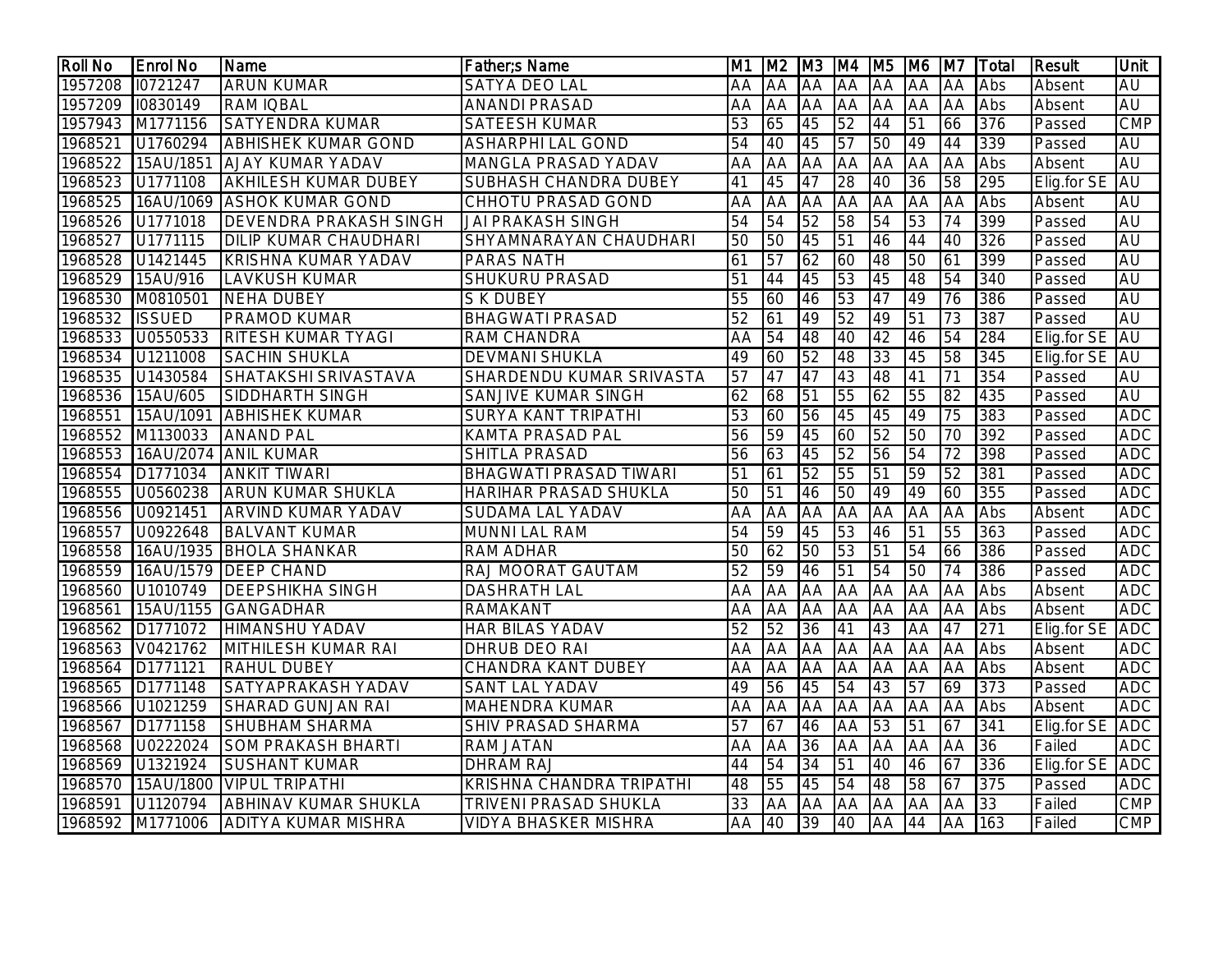| Roll No | Enrol No | Name | Father;s Name | M1 | M2 | M3 | M4 | M5 | M6 | M7 | Total | Result | Unit |
|---|---|---|---|---|---|---|---|---|---|---|---|---|---|
| 1957208 | I0721247 | ARUN KUMAR | SATYA DEO LAL | AA | AA | AA | AA | AA | AA | AA | Abs | Absent | AU |
| 1957209 | I0830149 | RAM IQBAL | ANANDI PRASAD | AA | AA | AA | AA | AA | AA | AA | Abs | Absent | AU |
| 1957943 | M1771156 | SATYENDRA KUMAR | SATEESH KUMAR | 53 | 65 | 45 | 52 | 44 | 51 | 66 | 376 | Passed | CMP |
| 1968521 | U1760294 | ABHISHEK KUMAR GOND | ASHARPHI LAL GOND | 54 | 40 | 45 | 57 | 50 | 49 | 44 | 339 | Passed | AU |
| 1968522 | 15AU/1851 | AJAY KUMAR YADAV | MANGLA PRASAD YADAV | AA | AA | AA | AA | AA | AA | AA | Abs | Absent | AU |
| 1968523 | U1771108 | AKHILESH KUMAR DUBEY | SUBHASH CHANDRA DUBEY | 41 | 45 | 47 | 28 | 40 | 36 | 58 | 295 | Elig.for SE | AU |
| 1968525 | 16AU/1069 | ASHOK KUMAR GOND | CHHOTU PRASAD GOND | AA | AA | AA | AA | AA | AA | AA | Abs | Absent | AU |
| 1968526 | U1771018 | DEVENDRA PRAKASH SINGH | JAI PRAKASH SINGH | 54 | 54 | 52 | 58 | 54 | 53 | 74 | 399 | Passed | AU |
| 1968527 | U1771115 | DILIP KUMAR CHAUDHARI | SHYAMNARAYAN CHAUDHARI | 50 | 50 | 45 | 51 | 46 | 44 | 40 | 326 | Passed | AU |
| 1968528 | U1421445 | KRISHNA KUMAR YADAV | PARAS NATH | 61 | 57 | 62 | 60 | 48 | 50 | 61 | 399 | Passed | AU |
| 1968529 | 15AU/916 | LAVKUSH KUMAR | SHUKURU PRASAD | 51 | 44 | 45 | 53 | 45 | 48 | 54 | 340 | Passed | AU |
| 1968530 | M0810501 | NEHA DUBEY | S K DUBEY | 55 | 60 | 46 | 53 | 47 | 49 | 76 | 386 | Passed | AU |
| 1968532 | ISSUED | PRAMOD KUMAR | BHAGWATI PRASAD | 52 | 61 | 49 | 52 | 49 | 51 | 73 | 387 | Passed | AU |
| 1968533 | U0550533 | RITESH KUMAR TYAGI | RAM CHANDRA | AA | 54 | 48 | 40 | 42 | 46 | 54 | 284 | Elig.for SE | AU |
| 1968534 | U1211008 | SACHIN SHUKLA | DEVMANI SHUKLA | 49 | 60 | 52 | 48 | 33 | 45 | 58 | 345 | Elig.for SE | AU |
| 1968535 | U1430584 | SHATAKSHI SRIVASTAVA | SHARDENDU KUMAR SRIVASTA | 57 | 47 | 47 | 43 | 48 | 41 | 71 | 354 | Passed | AU |
| 1968536 | 15AU/605 | SIDDHARTH SINGH | SANJIVE KUMAR SINGH | 62 | 68 | 51 | 55 | 62 | 55 | 82 | 435 | Passed | AU |
| 1968551 | 15AU/1091 | ABHISHEK KUMAR | SURYA KANT TRIPATHI | 53 | 60 | 56 | 45 | 45 | 49 | 75 | 383 | Passed | ADC |
| 1968552 | M1130033 | ANAND PAL | KAMTA PRASAD PAL | 56 | 59 | 45 | 60 | 52 | 50 | 70 | 392 | Passed | ADC |
| 1968553 | 16AU/2074 | ANIL KUMAR | SHITLA PRASAD | 56 | 63 | 45 | 52 | 56 | 54 | 72 | 398 | Passed | ADC |
| 1968554 | D1771034 | ANKIT TIWARI | BHAGWATI PRASAD TIWARI | 51 | 61 | 52 | 55 | 51 | 59 | 52 | 381 | Passed | ADC |
| 1968555 | U0560238 | ARUN KUMAR SHUKLA | HARIHAR PRASAD SHUKLA | 50 | 51 | 46 | 50 | 49 | 49 | 60 | 355 | Passed | ADC |
| 1968556 | U0921451 | ARVIND KUMAR YADAV | SUDAMA LAL YADAV | AA | AA | AA | AA | AA | AA | AA | Abs | Absent | ADC |
| 1968557 | U0922648 | BALVANT KUMAR | MUNNI LAL RAM | 54 | 59 | 45 | 53 | 46 | 51 | 55 | 363 | Passed | ADC |
| 1968558 | 16AU/1935 | BHOLA SHANKAR | RAM ADHAR | 50 | 62 | 50 | 53 | 51 | 54 | 66 | 386 | Passed | ADC |
| 1968559 | 16AU/1579 | DEEP CHAND | RAJ MOORAT GAUTAM | 52 | 59 | 46 | 51 | 54 | 50 | 74 | 386 | Passed | ADC |
| 1968560 | U1010749 | DEEPSHIKHA SINGH | DASHRATH LAL | AA | AA | AA | AA | AA | AA | AA | Abs | Absent | ADC |
| 1968561 | 15AU/1155 | GANGADHAR | RAMAKANT | AA | AA | AA | AA | AA | AA | AA | Abs | Absent | ADC |
| 1968562 | D1771072 | HIMANSHU YADAV | HAR BILAS YADAV | 52 | 52 | 36 | 41 | 43 | AA | 47 | 271 | Elig.for SE | ADC |
| 1968563 | V0421762 | MITHILESH KUMAR RAI | DHRUB DEO RAI | AA | AA | AA | AA | AA | AA | AA | Abs | Absent | ADC |
| 1968564 | D1771121 | RAHUL DUBEY | CHANDRA KANT DUBEY | AA | AA | AA | AA | AA | AA | AA | Abs | Absent | ADC |
| 1968565 | D1771148 | SATYAPRAKASH YADAV | SANT LAL YADAV | 49 | 56 | 45 | 54 | 43 | 57 | 69 | 373 | Passed | ADC |
| 1968566 | U1021259 | SHARAD GUNJAN RAI | MAHENDRA KUMAR | AA | AA | AA | AA | AA | AA | AA | Abs | Absent | ADC |
| 1968567 | D1771158 | SHUBHAM SHARMA | SHIV PRASAD SHARMA | 57 | 67 | 46 | AA | 53 | 51 | 67 | 341 | Elig.for SE | ADC |
| 1968568 | U0222024 | SOM PRAKASH BHARTI | RAM JATAN | AA | AA | 36 | AA | AA | AA | AA | 36 | Failed | ADC |
| 1968569 | U1321924 | SUSHANT KUMAR | DHRAM RAJ | 44 | 54 | 34 | 51 | 40 | 46 | 67 | 336 | Elig.for SE | ADC |
| 1968570 | 15AU/1800 | VIPUL TRIPATHI | KRISHNA CHANDRA TRIPATHI | 48 | 55 | 45 | 54 | 48 | 58 | 67 | 375 | Passed | ADC |
| 1968591 | U1120794 | ABHINAV KUMAR SHUKLA | TRIVENI PRASAD SHUKLA | 33 | AA | AA | AA | AA | AA | AA | 33 | Failed | CMP |
| 1968592 | M1771006 | ADITYA KUMAR MISHRA | VIDYA BHASKER MISHRA | AA | 40 | 39 | 40 | AA | 44 | AA | 163 | Failed | CMP |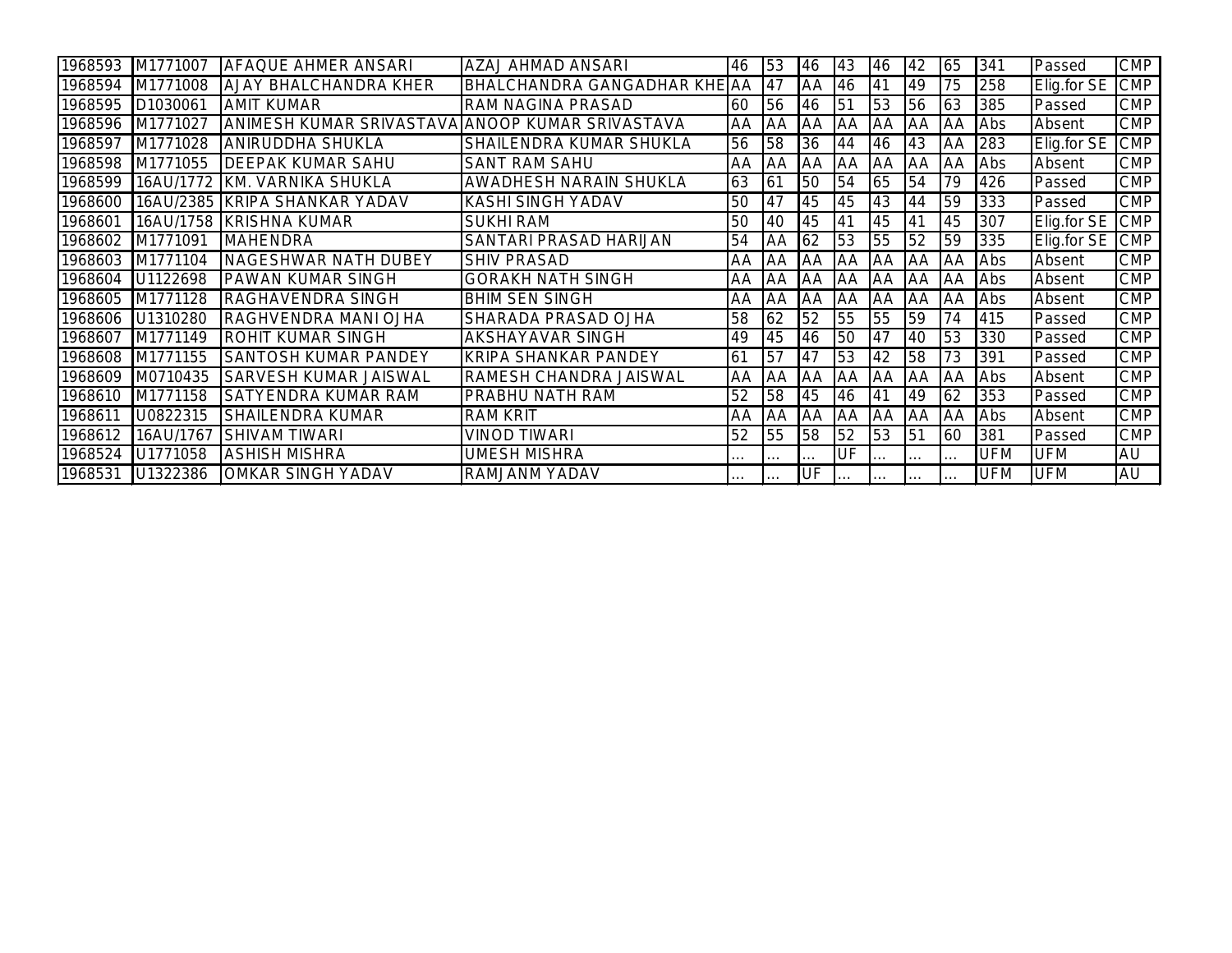| | | | | | | | | | | | | | |
|---|---|---|---|---|---|---|---|---|---|---|---|---|---|
| 1968593 | M1771007 | AFAQUE AHMER ANSARI | AZAJ AHMAD ANSARI | 46 | 53 | 46 | 43 | 46 | 42 | 65 | 341 | Passed | CMP |
| 1968594 | M1771008 | AJAY BHALCHANDRA KHER | BHALCHANDRA GANGADHAR KHE | AA | 47 | AA | 46 | 41 | 49 | 75 | 258 | Elig.for SE | CMP |
| 1968595 | D1030061 | AMIT KUMAR | RAM NAGINA PRASAD | 60 | 56 | 46 | 51 | 53 | 56 | 63 | 385 | Passed | CMP |
| 1968596 | M1771027 | ANIMESH KUMAR SRIVASTAVA | ANOOP KUMAR SRIVASTAVA | AA | AA | AA | AA | AA | AA | AA | Abs | Absent | CMP |
| 1968597 | M1771028 | ANIRUDDHA SHUKLA | SHAILENDRA KUMAR SHUKLA | 56 | 58 | 36 | 44 | 46 | 43 | AA | 283 | Elig.for SE | CMP |
| 1968598 | M1771055 | DEEPAK KUMAR SAHU | SANT RAM SAHU | AA | AA | AA | AA | AA | AA | AA | Abs | Absent | CMP |
| 1968599 | 16AU/1772 | KM. VARNIKA SHUKLA | AWADHESH NARAIN SHUKLA | 63 | 61 | 50 | 54 | 65 | 54 | 79 | 426 | Passed | CMP |
| 1968600 | 16AU/2385 | KRIPA SHANKAR YADAV | KASHI SINGH YADAV | 50 | 47 | 45 | 45 | 43 | 44 | 59 | 333 | Passed | CMP |
| 1968601 | 16AU/1758 | KRISHNA KUMAR | SUKHI RAM | 50 | 40 | 45 | 41 | 45 | 41 | 45 | 307 | Elig.for SE | CMP |
| 1968602 | M1771091 | MAHENDRA | SANTARI PRASAD HARIJAN | 54 | AA | 62 | 53 | 55 | 52 | 59 | 335 | Elig.for SE | CMP |
| 1968603 | M1771104 | NAGESHWAR NATH DUBEY | SHIV PRASAD | AA | AA | AA | AA | AA | AA | AA | Abs | Absent | CMP |
| 1968604 | U1122698 | PAWAN KUMAR SINGH | GORAKH NATH SINGH | AA | AA | AA | AA | AA | AA | AA | Abs | Absent | CMP |
| 1968605 | M1771128 | RAGHAVENDRA SINGH | BHIM SEN SINGH | AA | AA | AA | AA | AA | AA | AA | Abs | Absent | CMP |
| 1968606 | U1310280 | RAGHVENDRA MANI OJHA | SHARADA PRASAD OJHA | 58 | 62 | 52 | 55 | 55 | 59 | 74 | 415 | Passed | CMP |
| 1968607 | M1771149 | ROHIT KUMAR SINGH | AKSHAYAVAR SINGH | 49 | 45 | 46 | 50 | 47 | 40 | 53 | 330 | Passed | CMP |
| 1968608 | M1771155 | SANTOSH KUMAR PANDEY | KRIPA SHANKAR PANDEY | 61 | 57 | 47 | 53 | 42 | 58 | 73 | 391 | Passed | CMP |
| 1968609 | M0710435 | SARVESH KUMAR JAISWAL | RAMESH CHANDRA JAISWAL | AA | AA | AA | AA | AA | AA | AA | Abs | Absent | CMP |
| 1968610 | M1771158 | SATYENDRA KUMAR RAM | PRABHU NATH RAM | 52 | 58 | 45 | 46 | 41 | 49 | 62 | 353 | Passed | CMP |
| 1968611 | U0822315 | SHAILENDRA KUMAR | RAM KRIT | AA | AA | AA | AA | AA | AA | AA | Abs | Absent | CMP |
| 1968612 | 16AU/1767 | SHIVAM TIWARI | VINOD TIWARI | 52 | 55 | 58 | 52 | 53 | 51 | 60 | 381 | Passed | CMP |
| 1968524 | U1771058 | ASHISH MISHRA | UMESH MISHRA | ... | ... | ... | UF | ... | ... | ... | UFM | UFM | AU |
| 1968531 | U1322386 | OMKAR SINGH YADAV | RAMJANM YADAV | ... | ... | UF | ... | ... | ... | ... | UFM | UFM | AU |